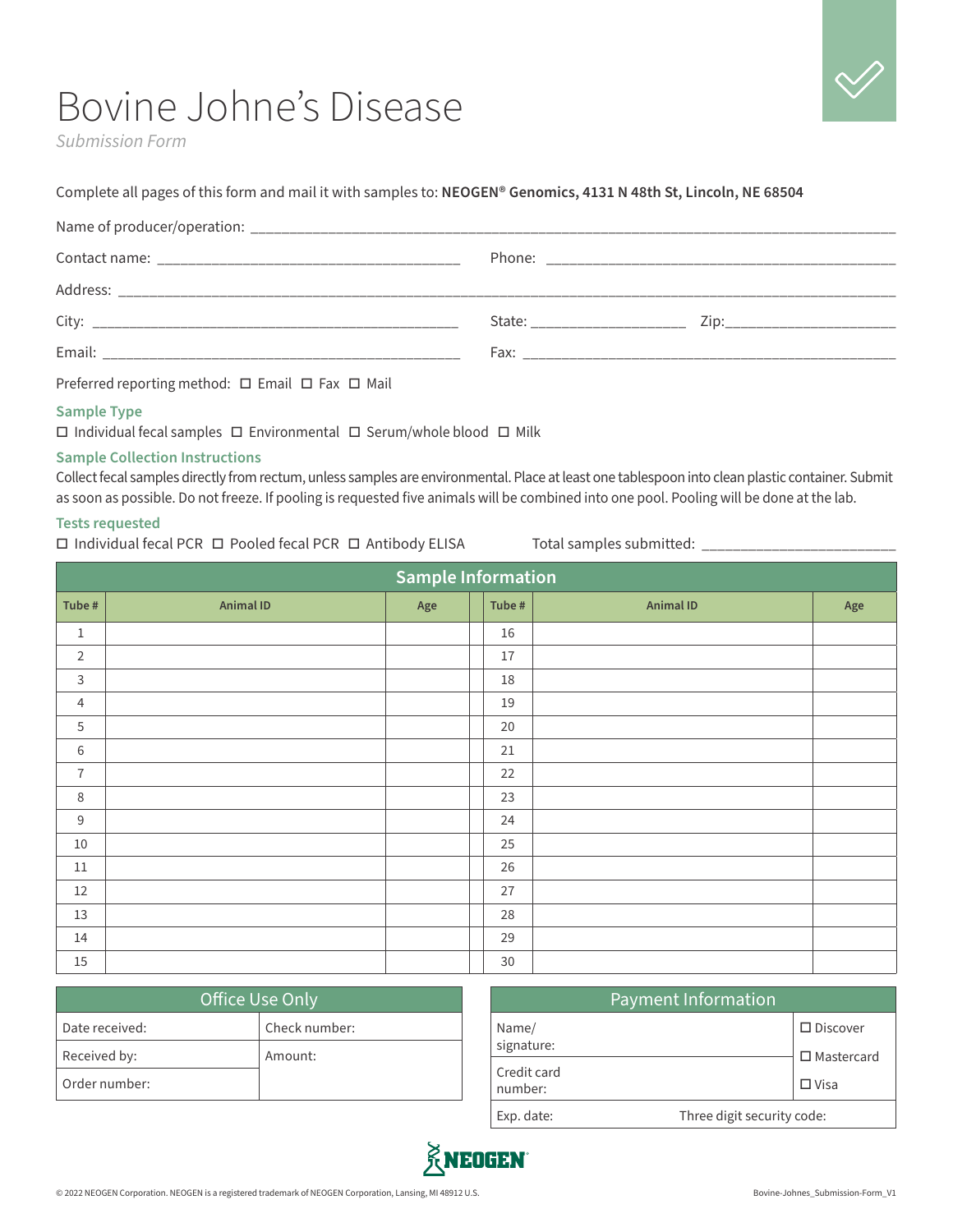# Bovine Johne's Disease

*Submission Form*

Complete all pages of this form and mail it with samples to: **NEOGEN® Genomics, 4131 N 48th St, Lincoln, NE 68504**

Name of producer/operation: ___________________________________________

Contact name: ______________________________ Phone: ______________________________

Address: ___________________________________________

City: ______________________________ State: ______________ Zip: ______________

Email: ______________________________ Fax: ______________________________

Preferred reporting method: ☐ Email ☐ Fax ☐ Mail

### Sample Type

☐ Individual fecal samples ☐ Environmental ☐ Serum/whole blood ☐ Milk

### Sample Collection Instructions

Collect fecal samples directly from rectum, unless samples are environmental. Place at least one tablespoon into clean plastic container. Submit as soon as possible. Do not freeze. If pooling is requested five animals will be combined into one pool. Pooling will be done at the lab.

### Tests requested

☐ Individual fecal PCR ☐ Pooled fecal PCR ☐ Antibody ELISA Total samples submitted: ______________________

| Sample Information | | | | | |
|---|---|---|---|---|---|
| Tube # | Animal ID | Age | Tube # | Animal ID | Age |
| 1 | | | 16 | | |
| 2 | | | 17 | | |
| 3 | | | 18 | | |
| 4 | | | 19 | | |
| 5 | | | 20 | | |
| 6 | | | 21 | | |
| 7 | | | 22 | | |
| 8 | | | 23 | | |
| 9 | | | 24 | | |
| 10 | | | 25 | | |
| 11 | | | 26 | | |
| 12 | | | 27 | | |
| 13 | | | 28 | | |
| 14 | | | 29 | | |
| 15 | | | 30 | | |

| Office Use Only | |
|---|---|
| Date received: | Check number: |
| Received by: | Amount: |
| Order number: | |

| Payment Information | | |
|---|---|---|
| Name/ signature: | | ☐ Discover |
| | | ☐ Mastercard |
| Credit card number: | | ☐ Visa |
| Exp. date: | Three digit security code: | |

NEOGEN

© 2022 NEOGEN Corporation. NEOGEN is a registered trademark of NEOGEN Corporation, Lansing, MI 48912 U.S.

Bovine-Johnes_Submission-Form_V1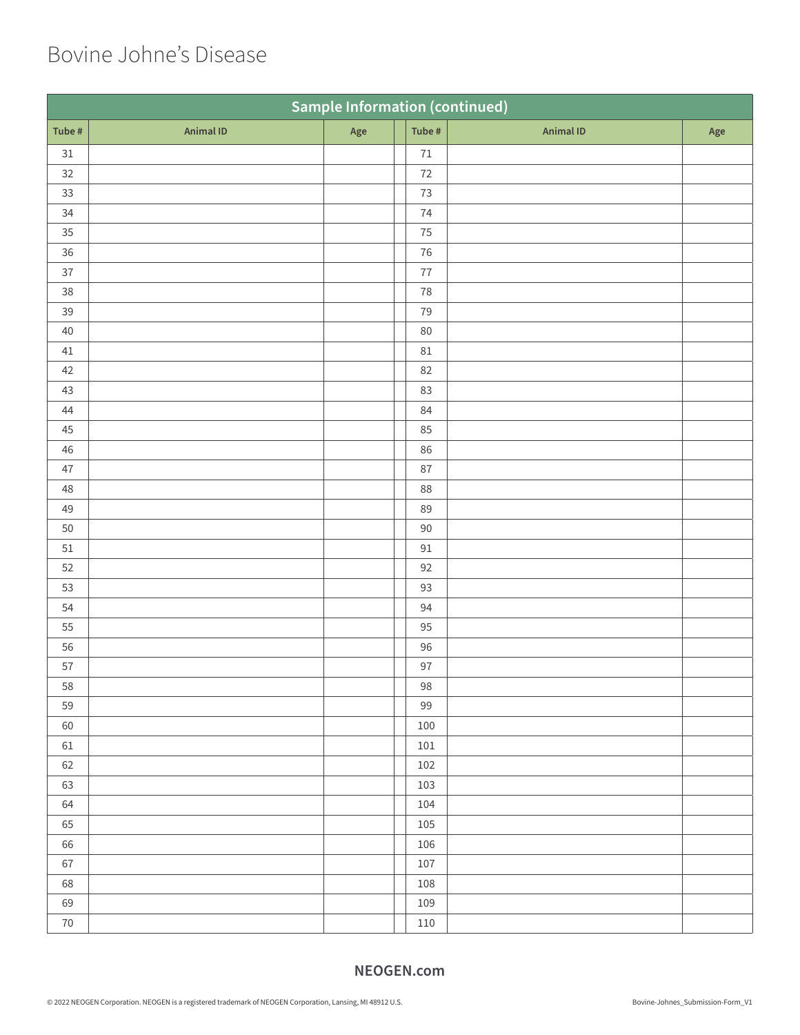# Bovine Johne's Disease

| Sample Information (continued) | | | | | | |
|---|---|---|---|---|---|---|
| Tube # | Animal ID | Age | | Tube # | Animal ID | Age |
| 31 | | | | 71 | | |
| 32 | | | | 72 | | |
| 33 | | | | 73 | | |
| 34 | | | | 74 | | |
| 35 | | | | 75 | | |
| 36 | | | | 76 | | |
| 37 | | | | 77 | | |
| 38 | | | | 78 | | |
| 39 | | | | 79 | | |
| 40 | | | | 80 | | |
| 41 | | | | 81 | | |
| 42 | | | | 82 | | |
| 43 | | | | 83 | | |
| 44 | | | | 84 | | |
| 45 | | | | 85 | | |
| 46 | | | | 86 | | |
| 47 | | | | 87 | | |
| 48 | | | | 88 | | |
| 49 | | | | 89 | | |
| 50 | | | | 90 | | |
| 51 | | | | 91 | | |
| 52 | | | | 92 | | |
| 53 | | | | 93 | | |
| 54 | | | | 94 | | |
| 55 | | | | 95 | | |
| 56 | | | | 96 | | |
| 57 | | | | 97 | | |
| 58 | | | | 98 | | |
| 59 | | | | 99 | | |
| 60 | | | | 100 | | |
| 61 | | | | 101 | | |
| 62 | | | | 102 | | |
| 63 | | | | 103 | | |
| 64 | | | | 104 | | |
| 65 | | | | 105 | | |
| 66 | | | | 106 | | |
| 67 | | | | 107 | | |
| 68 | | | | 108 | | |
| 69 | | | | 109 | | |
| 70 | | | | 110 | | |

**NEOGEN.com**

© 2022 NEOGEN Corporation. NEOGEN is a registered trademark of NEOGEN Corporation, Lansing, MI 48912 U.S.

Bovine-Johnes_Submission-Form_V1